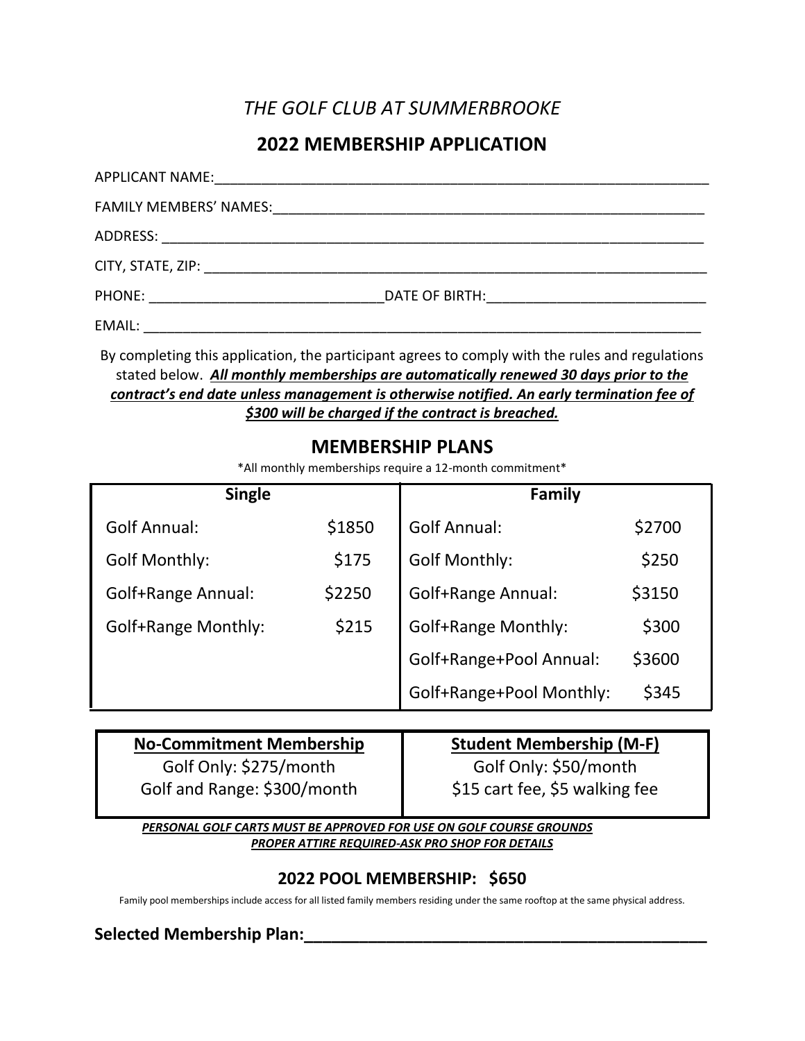*THE GOLF CLUB AT SUMMERBROOKE*

# 2022 MEMBERSHIP APPLICATION

APPLICANT NAME:_______________________________________________

FAMILY MEMBERS' NAMES:_________________________________________

ADDRESS: _____________________________________________________

CITY, STATE, ZIP: ______________________________________________

PHONE: _______________________ DATE OF BIRTH:____________________

EMAIL: _______________________________________________________

By completing this application, the participant agrees to comply with the rules and regulations stated below. ***All monthly memberships are automatically renewed 30 days prior to the contract's end date unless management is otherwise notified. An early termination fee of $300 will be charged if the contract is breached.***

## MEMBERSHIP PLANS

*All monthly memberships require a 12-month commitment*

| Single | | Family | |
|---|---|---|---|
| Golf Annual: | $1850 | Golf Annual: | $2700 |
| Golf Monthly: | $175 | Golf Monthly: | $250 |
| Golf+Range Annual: | $2250 | Golf+Range Annual: | $3150 |
| Golf+Range Monthly: | $215 | Golf+Range Monthly: | $300 |
| | | Golf+Range+Pool Annual: | $3600 |
| | | Golf+Range+Pool Monthly: | $345 |

| No-Commitment Membership | Student Membership (M-F) |
|---|---|
| Golf Only: $275/month | Golf Only: $50/month |
| Golf and Range: $300/month | $15 cart fee, $5 walking fee |

***PERSONAL GOLF CARTS MUST BE APPROVED FOR USE ON GOLF COURSE GROUNDS***
***PROPER ATTIRE REQUIRED-ASK PRO SHOP FOR DETAILS***

## 2022 POOL MEMBERSHIP: $650

Family pool memberships include access for all listed family members residing under the same rooftop at the same physical address.

**Selected Membership Plan:___________________________________**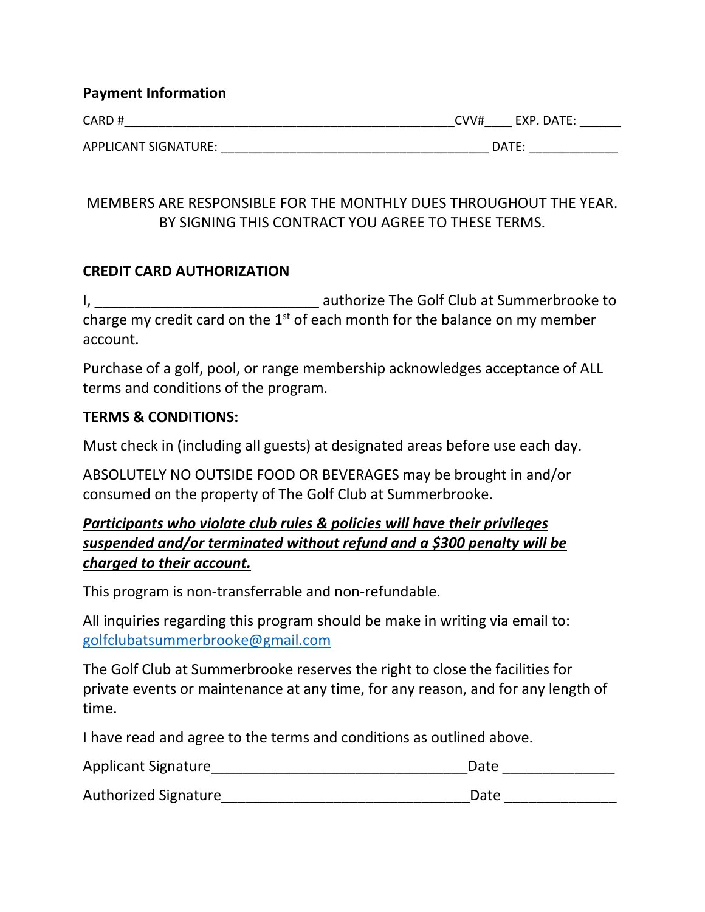**Payment Information**

CARD #_______________________________________________CVV#____ EXP. DATE: ______

APPLICANT SIGNATURE: _______________________________________ DATE: _____________

MEMBERS ARE RESPONSIBLE FOR THE MONTHLY DUES THROUGHOUT THE YEAR.
BY SIGNING THIS CONTRACT YOU AGREE TO THESE TERMS.

**CREDIT CARD AUTHORIZATION**

I, ____________________________ authorize The Golf Club at Summerbrooke to charge my credit card on the 1st of each month for the balance on my member account.

Purchase of a golf, pool, or range membership acknowledges acceptance of ALL terms and conditions of the program.

**TERMS & CONDITIONS:**

Must check in (including all guests) at designated areas before use each day.

ABSOLUTELY NO OUTSIDE FOOD OR BEVERAGES may be brought in and/or consumed on the property of The Golf Club at Summerbrooke.

***Participants who violate club rules & policies will have their privileges suspended and/or terminated without refund and a $300 penalty will be charged to their account.***

This program is non-transferrable and non-refundable.

All inquiries regarding this program should be make in writing via email to: golfclubatsummerbrooke@gmail.com

The Golf Club at Summerbrooke reserves the right to close the facilities for private events or maintenance at any time, for any reason, and for any length of time.

I have read and agree to the terms and conditions as outlined above.

Applicant Signature________________________________Date ______________

Authorized Signature_______________________________Date ______________